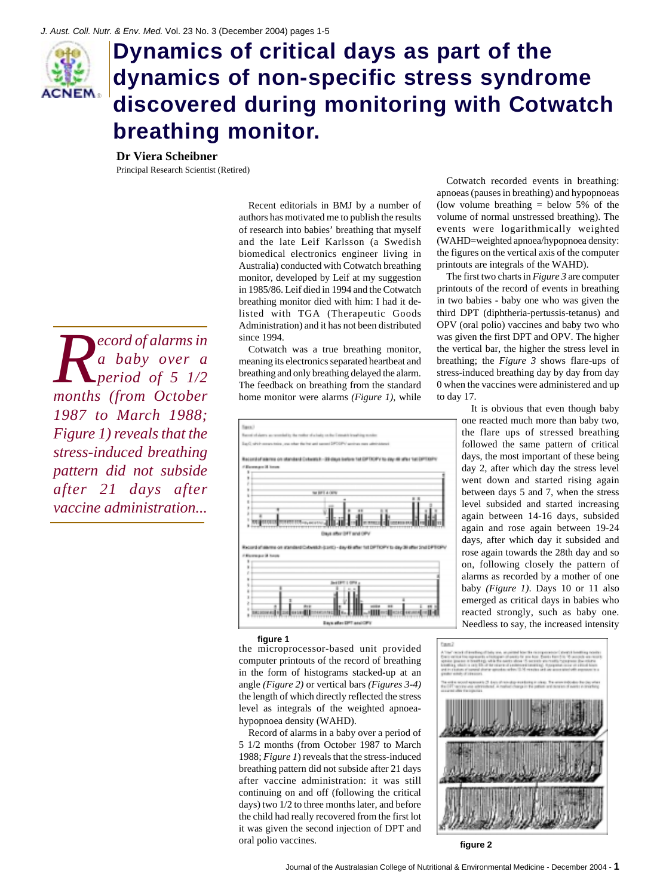# Dynamics of critical days as part of the dynamics of non-specific stress syndrome discovered during monitoring with Cotwatch breathing monitor.

**Dr Viera Scheibner**

Principal Research Scientist (Retired)

> *Record of alarms in a baby over a period of 5 1/2 months (from October 1987 to March 1988; Figure 1) reveals that the stress-induced breathing pattern did not subside after 21 days after vaccine administration...*

Recent editorials in BMJ by a number of authors has motivated me to publish the results of research into babies' breathing that myself and the late Leif Karlsson (a Swedish biomedical electronics engineer living in Australia) conducted with Cotwatch breathing monitor, developed by Leif at my suggestion in 1985/86. Leif died in 1994 and the Cotwatch breathing monitor died with him: I had it de-listed with TGA (Therapeutic Goods Administration) and it has not been distributed since 1994.

Cotwatch was a true breathing monitor, meaning its electronics separated heartbeat and breathing and only breathing delayed the alarm. The feedback on breathing from the standard home monitor were alarms *(Figure 1)*, while the microprocessor-based unit provided computer printouts of the record of breathing in the form of histograms stacked-up at an angle *(Figure 2)* or vertical bars *(Figures 3-4)* the length of which directly reflected the stress level as integrals of the weighted apnoea-hypopnoea density (WAHD).

figure 1

Record of alarms in a baby over a period of 5 1/2 months (from October 1987 to March 1988; *Figure 1*) reveals that the stress-induced breathing pattern did not subside after 21 days after vaccine administration: it was still continuing on and off (following the critical days) two 1/2 to three months later, and before the child had really recovered from the first lot it was given the second injection of DPT and oral polio vaccines.

Cotwatch recorded events in breathing: apnoeas (pauses in breathing) and hypopnoeas (low volume breathing = below 5% of the volume of normal unstressed breathing). The events were logarithmically weighted (WAHD=weighted apnoea/hypopnoea density: the figures on the vertical axis of the computer printouts are integrals of the WAHD).

The first two charts in *Figure 3* are computer printouts of the record of events in breathing in two babies - baby one who was given the third DPT (diphtheria-pertussis-tetanus) and OPV (oral polio) vaccines and baby two who was given the first DPT and OPV. The higher the vertical bar, the higher the stress level in breathing; the *Figure 3* shows flare-ups of stress-induced breathing day by day from day 0 when the vaccines were administered and up to day 17.

It is obvious that even though baby one reacted much more than baby two, the flare ups of stressed breathing followed the same pattern of critical days, the most important of these being day 2, after which day the stress level went down and started rising again between days 5 and 7, when the stress level subsided and started increasing again between 14-16 days, subsided again and rose again between 19-24 days, after which day it subsided and rose again towards the 28th day and so on, following closely the pattern of alarms as recorded by a mother of one baby *(Figure 1)*. Days 10 or 11 also emerged as critical days in babies who reacted strongly, such as baby one. Needless to say, the increased intensity

figure 2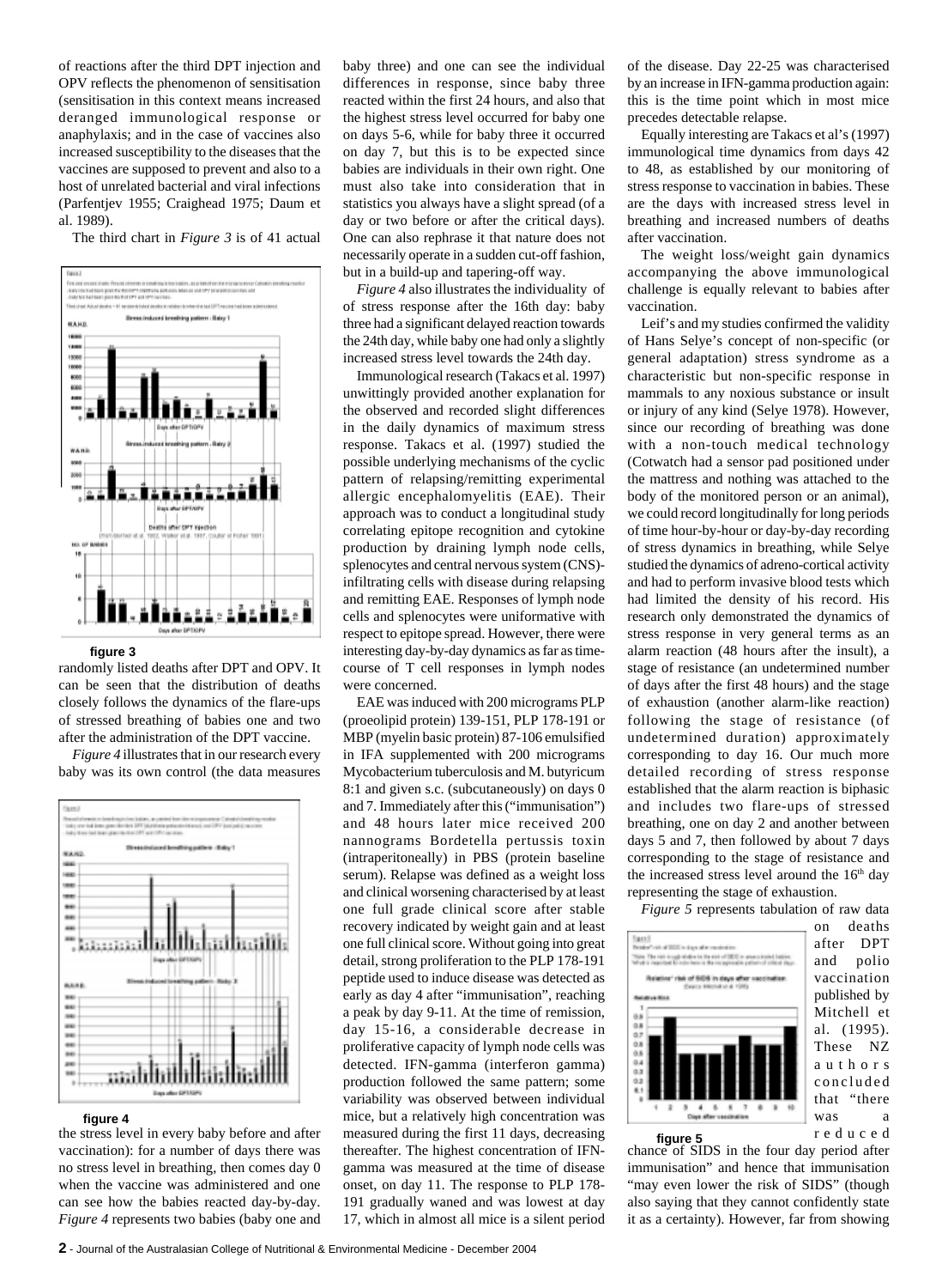of reactions after the third DPT injection and OPV reflects the phenomenon of sensitisation (sensitisation in this context means increased deranged immunological response or anaphylaxis; and in the case of vaccines also increased susceptibility to the diseases that the vaccines are supposed to prevent and also to a host of unrelated bacterial and viral infections (Parfentjev 1955; Craighead 1975; Daum et al. 1989).

The third chart in *Figure 3* is of 41 actual randomly listed deaths after DPT and OPV. It can be seen that the distribution of deaths closely follows the dynamics of the flare-ups of stressed breathing of babies one and two after the administration of the DPT vaccine.

**figure 3**

*Figure 4* illustrates that in our research every baby was its own control (the data measures the stress level in every baby before and after vaccination): for a number of days there was no stress level in breathing, then comes day 0 when the vaccine was administered and one can see how the babies reacted day-by-day. *Figure 4* represents two babies (baby one and baby three) and one can see the individual differences in response, since baby three reacted within the first 24 hours, and also that the highest stress level occurred for baby one on days 5-6, while for baby three it occurred on day 7, but this is to be expected since babies are individuals in their own right. One must also take into consideration that in statistics you always have a slight spread (of a day or two before or after the critical days). One can also rephrase it that nature does not necessarily operate in a sudden cut-off fashion, but in a build-up and tapering-off way.

**figure 4**

*Figure 4* also illustrates the individuality of of stress response after the 16th day: baby three had a significant delayed reaction towards the 24th day, while baby one had only a slightly increased stress level towards the 24th day.

Immunological research (Takacs et al. 1997) unwittingly provided another explanation for the observed and recorded slight differences in the daily dynamics of maximum stress response. Takacs et al. (1997) studied the possible underlying mechanisms of the cyclic pattern of relapsing/remitting experimental allergic encephalomyelitis (EAE). Their approach was to conduct a longitudinal study correlating epitope recognition and cytokine production by draining lymph node cells, splenocytes and central nervous system (CNS)-infiltrating cells with disease during relapsing and remitting EAE. Responses of lymph node cells and splenocytes were uniformative with respect to epitope spread. However, there were interesting day-by-day dynamics as far as time-course of T cell responses in lymph nodes were concerned.

EAE was induced with 200 micrograms PLP (proeolipid protein) 139-151, PLP 178-191 or MBP (myelin basic protein) 87-106 emulsified in IFA supplemented with 200 micrograms Mycobacterium tuberculosis and M. butyricum 8:1 and given s.c. (subcutaneously) on days 0 and 7. Immediately after this ("immunisation") and 48 hours later mice received 200 nannograms Bordetella pertussis toxin (intraperitoneally) in PBS (protein baseline serum). Relapse was defined as a weight loss and clinical worsening characterised by at least one full grade clinical score after stable recovery indicated by weight gain and at least one full clinical score. Without going into great detail, strong proliferation to the PLP 178-191 peptide used to induce disease was detected as early as day 4 after "immunisation", reaching a peak by day 9-11. At the time of remission, day 15-16, a considerable decrease in proliferative capacity of lymph node cells was detected. IFN-gamma (interferon gamma) production followed the same pattern; some variability was observed between individual mice, but a relatively high concentration was measured during the first 11 days, decreasing thereafter. The highest concentration of IFN-gamma was measured at the time of disease onset, on day 11. The response to PLP 178-191 gradually waned and was lowest at day 17, which in almost all mice is a silent period of the disease. Day 22-25 was characterised by an increase in IFN-gamma production again: this is the time point which in most mice precedes detectable relapse.

Equally interesting are Takacs et al's (1997) immunological time dynamics from days 42 to 48, as established by our monitoring of stress response to vaccination in babies. These are the days with increased stress level in breathing and increased numbers of deaths after vaccination.

The weight loss/weight gain dynamics accompanying the above immunological challenge is equally relevant to babies after vaccination.

Leif's and my studies confirmed the validity of Hans Selye's concept of non-specific (or general adaptation) stress syndrome as a characteristic but non-specific response in mammals to any noxious substance or insult or injury of any kind (Selye 1978). However, since our recording of breathing was done with a non-touch medical technology (Cotwatch had a sensor pad positioned under the mattress and nothing was attached to the body of the monitored person or an animal), we could record longitudinally for long periods of time hour-by-hour or day-by-day recording of stress dynamics in breathing, while Selye studied the dynamics of adreno-cortical activity and had to perform invasive blood tests which had limited the density of his record. His research only demonstrated the dynamics of stress response in very general terms as an alarm reaction (48 hours after the insult), a stage of resistance (an undetermined number of days after the first 48 hours) and the stage of exhaustion (another alarm-like reaction) following the stage of resistance (of undetermined duration) approximately corresponding to day 16. Our much more detailed recording of stress response established that the alarm reaction is biphasic and includes two flare-ups of stressed breathing, one on day 2 and another between days 5 and 7, then followed by about 7 days corresponding to the stage of resistance and the increased stress level around the 16th day representing the stage of exhaustion.

*Figure 5* represents tabulation of raw data on deaths after DPT and polio vaccination published by Mitchell et al. (1995). These NZ authors concluded that "there was a reduced chance of SIDS in the four day period after immunisation" and hence that immunisation "may even lower the risk of SIDS" (though also saying that they cannot confidently state it as a certainty). However, far from showing

**figure 5**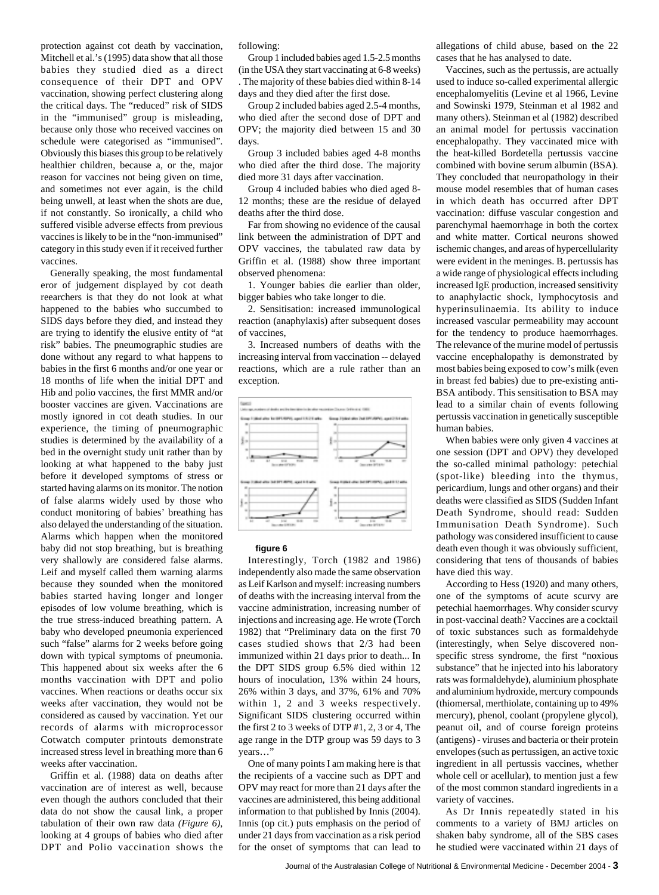protection against cot death by vaccination, Mitchell et al.'s (1995) data show that all those babies they studied died as a direct consequence of their DPT and OPV vaccination, showing perfect clustering along the critical days. The "reduced" risk of SIDS in the "immunised" group is misleading, because only those who received vaccines on schedule were categorised as "immunised". Obviously this biases this group to be relatively healthier children, because a, or the, major reason for vaccines not being given on time, and sometimes not ever again, is the child being unwell, at least when the shots are due, if not constantly. So ironically, a child who suffered visible adverse effects from previous vaccines is likely to be in the "non-immunised" category in this study even if it received further vaccines.

Generally speaking, the most fundamental eror of judgement displayed by cot death reearchers is that they do not look at what happened to the babies who succumbed to SIDS days before they died, and instead they are trying to identify the elusive entity of "at risk" babies. The pneumographic studies are done without any regard to what happens to babies in the first 6 months and/or one year or 18 months of life when the initial DPT and Hib and polio vaccines, the first MMR and/or booster vaccines are given. Vaccinations are mostly ignored in cot death studies. In our experience, the timing of pneumographic studies is determined by the availability of a bed in the overnight study unit rather than by looking at what happened to the baby just before it developed symptoms of stress or started having alarms on its monitor. The notion of false alarms widely used by those who conduct monitoring of babies' breathing has also delayed the understanding of the situation. Alarms which happen when the monitored baby did not stop breathing, but is breathing very shallowly are considered false alarms. Leif and myself called them warning alarms because they sounded when the monitored babies started having longer and longer episodes of low volume breathing, which is the true stress-induced breathing pattern. A baby who developed pneumonia experienced such "false" alarms for 2 weeks before going down with typical symptoms of pneumonia. This happened about six weeks after the 6 months vaccination with DPT and polio vaccines. When reactions or deaths occur six weeks after vaccination, they would not be considered as caused by vaccination. Yet our records of alarms with microprocessor Cotwatch computer printouts demonstrate increased stress level in breathing more than 6 weeks after vaccination.

Griffin et al. (1988) data on deaths after vaccination are of interest as well, because even though the authors concluded that their data do not show the causal link, a proper tabulation of their own raw data *(Figure 6)*, looking at 4 groups of babies who died after DPT and Polio vaccination shows the following:

Group 1 included babies aged 1.5-2.5 months (in the USA they start vaccinating at 6-8 weeks). The majority of these babies died within 8-14 days and they died after the first dose.

Group 2 included babies aged 2.5-4 months, who died after the second dose of DPT and OPV; the majority died between 15 and 30 days.

Group 3 included babies aged 4-8 months who died after the third dose. The majority died more 31 days after vaccination.

Group 4 included babies who died aged 8-12 months; these are the residue of delayed deaths after the third dose.

Far from showing no evidence of the causal link between the administration of DPT and OPV vaccines, the tabulated raw data by Griffin et al. (1988) show three important observed phenomena:

1. Younger babies die earlier than older, bigger babies who take longer to die.

2. Sensitisation: increased immunological reaction (anaphylaxis) after subsequent doses of vaccines,

3. Increased numbers of deaths with the increasing interval from vaccination -- delayed reactions, which are a rule rather than an exception.

**figure 6**

Interestingly, Torch (1982 and 1986) independently also made the same observation as Leif Karlson and myself: increasing numbers of deaths with the increasing interval from the vaccine administration, increasing number of injections and increasing age. He wrote (Torch 1982) that "Preliminary data on the first 70 cases studied shows that 2/3 had been immunized within 21 days prior to death... In the DPT SIDS group 6.5% died within 12 hours of inoculation, 13% within 24 hours, 26% within 3 days, and 37%, 61% and 70% within 1, 2 and 3 weeks respectively. Significant SIDS clustering occurred within the first 2 to 3 weeks of DTP #1, 2, 3 or 4, The age range in the DTP group was 59 days to 3 years…"

One of many points I am making here is that the recipients of a vaccine such as DPT and OPV may react for more than 21 days after the vaccines are administered, this being additional information to that published by Innis (2004). Innis (op cit.) puts emphasis on the period of under 21 days from vaccination as a risk period for the onset of symptoms that can lead to allegations of child abuse, based on the 22 cases that he has analysed to date.

Vaccines, such as the pertussis, are actually used to induce so-called experimental allergic encephalomyelitis (Levine et al 1966, Levine and Sowinski 1979, Steinman et al 1982 and many others). Steinman et al (1982) described an animal model for pertussis vaccination encephalopathy. They vaccinated mice with the heat-killed Bordetella pertussis vaccine combined with bovine serum albumin (BSA). They concluded that neuropathology in their mouse model resembles that of human cases in which death has occurred after DPT vaccination: diffuse vascular congestion and parenchymal haemorrhage in both the cortex and white matter. Cortical neurons showed ischemic changes, and areas of hypercellularity were evident in the meninges. B. pertussis has a wide range of physiological effects including increased IgE production, increased sensitivity to anaphylactic shock, lymphocytosis and hyperinsulinaemia. Its ability to induce increased vascular permeability may account for the tendency to produce haemorrhages. The relevance of the murine model of pertussis vaccine encephalopathy is demonstrated by most babies being exposed to cow's milk (even in breast fed babies) due to pre-existing anti-BSA antibody. This sensitisation to BSA may lead to a similar chain of events following pertussis vaccination in genetically susceptible human babies.

When babies were only given 4 vaccines at one session (DPT and OPV) they developed the so-called minimal pathology: petechial (spot-like) bleeding into the thymus, pericardium, lungs and other organs) and their deaths were classified as SIDS (Sudden Infant Death Syndrome, should read: Sudden Immunisation Death Syndrome). Such pathology was considered insufficient to cause death even though it was obviously sufficient, considering that tens of thousands of babies have died this way.

According to Hess (1920) and many others, one of the symptoms of acute scurvy are petechial haemorrhages. Why consider scurvy in post-vaccinal death? Vaccines are a cocktail of toxic substances such as formaldehyde (interestingly, when Selye discovered non-specific stress syndrome, the first "noxious substance" that he injected into his laboratory rats was formaldehyde), aluminium phosphate and aluminium hydroxide, mercury compounds (thiomersal, merthiolate, containing up to 49% mercury), phenol, coolant (propylene glycol), peanut oil, and of course foreign proteins (antigens) - viruses and bacteria or their protein envelopes (such as pertussigen, an active toxic ingredient in all pertussis vaccines, whether whole cell or acellular), to mention just a few of the most common standard ingredients in a variety of vaccines.

As Dr Innis repeatedly stated in his comments to a variety of BMJ articles on shaken baby syndrome, all of the SBS cases he studied were vaccinated within 21 days of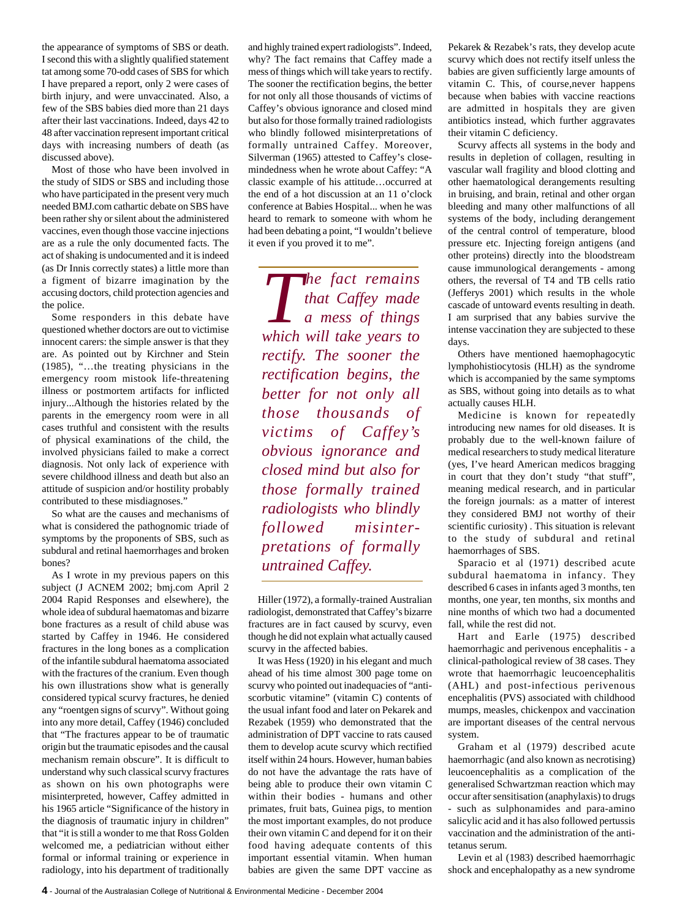the appearance of symptoms of SBS or death. I second this with a slightly qualified statement tat among some 70-odd cases of SBS for which I have prepared a report, only 2 were cases of birth injury, and were unvaccinated. Also, a few of the SBS babies died more than 21 days after their last vaccinations. Indeed, days 42 to 48 after vaccination represent important critical days with increasing numbers of death (as discussed above).

Most of those who have been involved in the study of SIDS or SBS and including those who have participated in the present very much needed BMJ.com cathartic debate on SBS have been rather shy or silent about the administered vaccines, even though those vaccine injections are as a rule the only documented facts. The act of shaking is undocumented and it is indeed (as Dr Innis correctly states) a little more than a figment of bizarre imagination by the accusing doctors, child protection agencies and the police.

Some responders in this debate have questioned whether doctors are out to victimise innocent carers: the simple answer is that they are. As pointed out by Kirchner and Stein (1985), "…the treating physicians in the emergency room mistook life-threatening illness or postmortem artifacts for inflicted injury...Although the histories related by the parents in the emergency room were in all cases truthful and consistent with the results of physical examinations of the child, the involved physicians failed to make a correct diagnosis. Not only lack of experience with severe childhood illness and death but also an attitude of suspicion and/or hostility probably contributed to these misdiagnoses."

So what are the causes and mechanisms of what is considered the pathognomic triade of symptoms by the proponents of SBS, such as subdural and retinal haemorrhages and broken bones?

As I wrote in my previous papers on this subject (J ACNEM 2002; bmj.com April 2 2004 Rapid Responses and elsewhere), the whole idea of subdural haematomas and bizarre bone fractures as a result of child abuse was started by Caffey in 1946. He considered fractures in the long bones as a complication of the infantile subdural haematoma associated with the fractures of the cranium. Even though his own illustrations show what is generally considered typical scurvy fractures, he denied any "roentgen signs of scurvy". Without going into any more detail, Caffey (1946) concluded that "The fractures appear to be of traumatic origin but the traumatic episodes and the causal mechanism remain obscure". It is difficult to understand why such classical scurvy fractures as shown on his own photographs were misinterpreted, however, Caffey admitted in his 1965 article "Significance of the history in the diagnosis of traumatic injury in children" that "it is still a wonder to me that Ross Golden welcomed me, a pediatrician without either formal or informal training or experience in radiology, into his department of traditionally and highly trained expert radiologists". Indeed, why? The fact remains that Caffey made a mess of things which will take years to rectify. The sooner the rectification begins, the better for not only all those thousands of victims of Caffey's obvious ignorance and closed mind but also for those formally trained radiologists who blindly followed misinterpretations of formally untrained Caffey. Moreover, Silverman (1965) attested to Caffey's close-mindedness when he wrote about Caffey: "A classic example of his attitude…occurred at the end of a hot discussion at an 11 o'clock conference at Babies Hospital... when he was heard to remark to someone with whom he had been debating a point, "I wouldn't believe it even if you proved it to me".

> *The fact remains that Caffey made a mess of things which will take years to rectify. The sooner the rectification begins, the better for not only all those thousands of victims of Caffey's obvious ignorance and closed mind but also for those formally trained radiologists who blindly followed misinterpretations of formally untrained Caffey.*

Hiller (1972), a formally-trained Australian radiologist, demonstrated that Caffey's bizarre fractures are in fact caused by scurvy, even though he did not explain what actually caused scurvy in the affected babies.

It was Hess (1920) in his elegant and much ahead of his time almost 300 page tome on scurvy who pointed out inadequacies of "anti-scorbutic vitamine" (vitamin C) contents of the usual infant food and later on Pekarek and Rezabek (1959) who demonstrated that the administration of DPT vaccine to rats caused them to develop acute scurvy which rectified itself within 24 hours. However, human babies do not have the advantage the rats have of being able to produce their own vitamin C within their bodies - humans and other primates, fruit bats, Guinea pigs, to mention the most important examples, do not produce their own vitamin C and depend for it on their food having adequate contents of this important essential vitamin. When human babies are given the same DPT vaccine as Pekarek & Rezabek's rats, they develop acute scurvy which does not rectify itself unless the babies are given sufficiently large amounts of vitamin C. This, of course,never happens because when babies with vaccine reactions are admitted in hospitals they are given antibiotics instead, which further aggravates their vitamin C deficiency.

Scurvy affects all systems in the body and results in depletion of collagen, resulting in vascular wall fragility and blood clotting and other haematological derangements resulting in bruising, and brain, retinal and other organ bleeding and many other malfunctions of all systems of the body, including derangement of the central control of temperature, blood pressure etc. Injecting foreign antigens (and other proteins) directly into the bloodstream cause immunological derangements - among others, the reversal of T4 and TB cells ratio (Jefferys 2001) which results in the whole cascade of untoward events resulting in death. I am surprised that any babies survive the intense vaccination they are subjected to these days.

Others have mentioned haemophagocytic lymphohistiocytosis (HLH) as the syndrome which is accompanied by the same symptoms as SBS, without going into details as to what actually causes HLH.

Medicine is known for repeatedly introducing new names for old diseases. It is probably due to the well-known failure of medical researchers to study medical literature (yes, I've heard American medicos bragging in court that they don't study "that stuff", meaning medical research, and in particular the foreign journals: as a matter of interest they considered BMJ not worthy of their scientific curiosity) . This situation is relevant to the study of subdural and retinal haemorrhages of SBS.

Sparacio et al (1971) described acute subdural haematoma in infancy. They described 6 cases in infants aged 3 months, ten months, one year, ten months, six months and nine months of which two had a documented fall, while the rest did not.

Hart and Earle (1975) described haemorrhagic and perivenous encephalitis - a clinical-pathological review of 38 cases. They wrote that haemorrhagic leucoencephalitis (AHL) and post-infectious perivenous encephalitis (PVS) associated with childhood mumps, measles, chickenpox and vaccination are important diseases of the central nervous system.

Graham et al (1979) described acute haemorrhagic (and also known as necrotising) leucoencephalitis as a complication of the generalised Schwartzman reaction which may occur after sensitisation (anaphylaxis) to drugs - such as sulphonamides and para-amino salicylic acid and it has also followed pertussis vaccination and the administration of the anti-tetanus serum.

Levin et al (1983) described haemorrhagic shock and encephalopathy as a new syndrome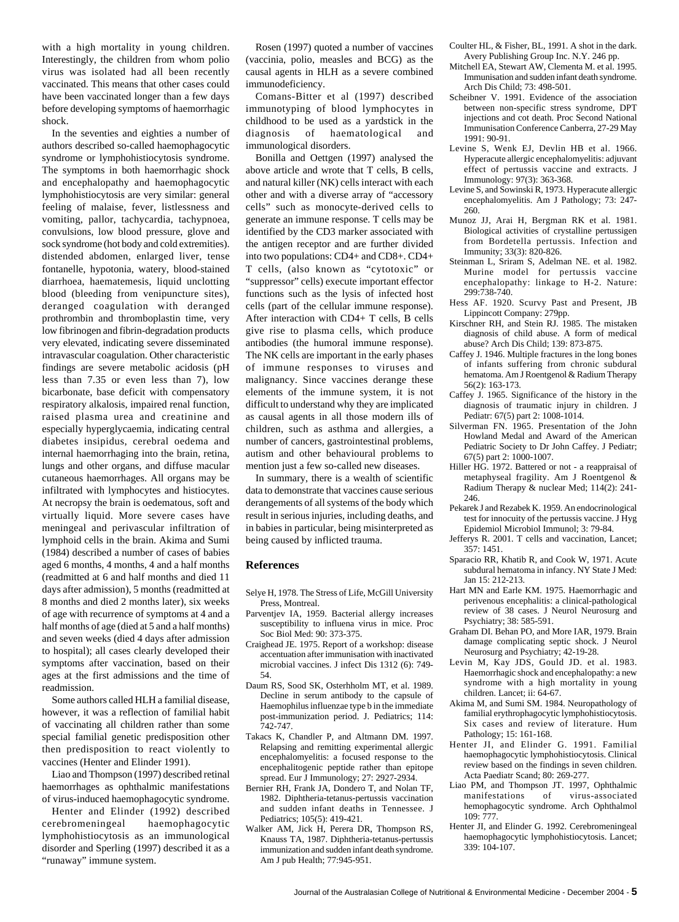with a high mortality in young children. Interestingly, the children from whom polio virus was isolated had all been recently vaccinated. This means that other cases could have been vaccinated longer than a few days before developing symptoms of haemorrhagic shock.

In the seventies and eighties a number of authors described so-called haemophagocytic syndrome or lymphohistiocytosis syndrome. The symptoms in both haemorrhagic shock and encephalopathy and haemophagocytic lymphohistiocytosis are very similar: general feeling of malaise, fever, listlessness and vomiting, pallor, tachycardia, tachypnoea, convulsions, low blood pressure, glove and sock syndrome (hot body and cold extremities). distended abdomen, enlarged liver, tense fontanelle, hypotonia, watery, blood-stained diarrhoea, haematemesis, liquid unclotting blood (bleeding from venipuncture sites), deranged coagulation with deranged prothrombin and thromboplastin time, very low fibrinogen and fibrin-degradation products very elevated, indicating severe disseminated intravascular coagulation. Other characteristic findings are severe metabolic acidosis (pH less than 7.35 or even less than 7), low bicarbonate, base deficit with compensatory respiratory alkalosis, impaired renal function, raised plasma urea and creatinine and especially hyperglycaemia, indicating central diabetes insipidus, cerebral oedema and internal haemorrhaging into the brain, retina, lungs and other organs, and diffuse macular cutaneous haemorrhages. All organs may be infiltrated with lymphocytes and histiocytes. At necropsy the brain is oedematous, soft and virtually liquid. More severe cases have meningeal and perivascular infiltration of lymphoid cells in the brain. Akima and Sumi (1984) described a number of cases of babies aged 6 months, 4 months, 4 and a half months (readmitted at 6 and half months and died 11 days after admission), 5 months (readmitted at 8 months and died 2 months later), six weeks of age with recurrence of symptoms at 4 and a half months of age (died at 5 and a half months) and seven weeks (died 4 days after admission to hospital); all cases clearly developed their symptoms after vaccination, based on their ages at the first admissions and the time of readmission.

Some authors called HLH a familial disease, however, it was a reflection of familial habit of vaccinating all children rather than some special familial genetic predisposition other then predisposition to react violently to vaccines (Henter and Elinder 1991).

Liao and Thompson (1997) described retinal haemorrhages as ophthalmic manifestations of virus-induced haemophagocytic syndrome.

Henter and Elinder (1992) described cerebromeningeal haemophagocytic lymphohistiocytosis as an immunological disorder and Sperling (1997) described it as a "runaway" immune system.

Rosen (1997) quoted a number of vaccines (vaccinia, polio, measles and BCG) as the causal agents in HLH as a severe combined immunodeficiency.

Comans-Bitter et al (1997) described immunotyping of blood lymphocytes in childhood to be used as a yardstick in the diagnosis of haematological and immunological disorders.

Bonilla and Oettgen (1997) analysed the above article and wrote that T cells, B cells, and natural killer (NK) cells interact with each other and with a diverse array of "accessory cells" such as monocyte-derived cells to generate an immune response. T cells may be identified by the CD3 marker associated with the antigen receptor and are further divided into two populations: CD4+ and CD8+. CD4+ T cells, (also known as "cytotoxic" or "suppressor" cells) execute important effector functions such as the lysis of infected host cells (part of the cellular immune response). After interaction with CD4+ T cells, B cells give rise to plasma cells, which produce antibodies (the humoral immune response). The NK cells are important in the early phases of immune responses to viruses and malignancy. Since vaccines derange these elements of the immune system, it is not difficult to understand why they are implicated as causal agents in all those modern ills of children, such as asthma and allergies, a number of cancers, gastrointestinal problems, autism and other behavioural problems to mention just a few so-called new diseases.

In summary, there is a wealth of scientific data to demonstrate that vaccines cause serious derangements of all systems of the body which result in serious injuries, including deaths, and in babies in particular, being misinterpreted as being caused by inflicted trauma.

## References

Selye H, 1978. The Stress of Life, McGill University Press, Montreal.

Parventjev IA, 1959. Bacterial allergy increases susceptibility to influena virus in mice. Proc Soc Biol Med: 90: 373-375.

Craighead JE. 1975. Report of a workshop: disease accentuation after immunisation with inactivated microbial vaccines. J infect Dis 1312 (6): 749-54.

Daum RS, Sood SK, Osterhholm MT, et al. 1989. Decline in serum antibody to the capsule of Haemophilus influenzae type b in the immediate post-immunization period. J. Pediatrics; 114: 742-747.

Takacs K, Chandler P, and Altmann DM. 1997. Relapsing and remitting experimental allergic encephalomyelitis: a focused response to the encephalitogenic peptide rather than epitope spread. Eur J Immunology; 27: 2927-2934.

Bernier RH, Frank JA, Dondero T, and Nolan TF, 1982. Diphtheria-tetanus-pertussis vaccination and sudden infant deaths in Tennessee. J Pediatrics; 105(5): 419-421.

Walker AM, Jick H, Perera DR, Thompson RS, Knauss TA, 1987. Diphtheria-tetanus-pertussis immunization and sudden infant death syndrome. Am J pub Health; 77:945-951.

Coulter HL, & Fisher, BL, 1991. A shot in the dark. Avery Publishing Group Inc. N.Y. 246 pp.

Mitchell EA, Stewart AW, Clementa M. et al. 1995. Immunisation and sudden infant death syndrome. Arch Dis Child; 73: 498-501.

Scheibner V. 1991. Evidence of the association between non-specific stress syndrome, DPT injections and cot death. Proc Second National Immunisation Conference Canberra, 27-29 May 1991: 90-91.

Levine S, Wenk EJ, Devlin HB et al. 1966. Hyperacute allergic encephalomyelitis: adjuvant effect of pertussis vaccine and extracts. J Immunology: 97(3): 363-368.

Levine S, and Sowinski R, 1973. Hyperacute allergic encephalomyelitis. Am J Pathology; 73: 247-260.

Munoz JJ, Arai H, Bergman RK et al. 1981. Biological activities of crystalline pertussigen from Bordetella pertussis. Infection and Immunity; 33(3): 820-826.

Steinman L, Sriram S, Adelman NE. et al. 1982. Murine model for pertussis vaccine encephalopathy: linkage to H-2. Nature: 299:738-740.

Hess AF. 1920. Scurvy Past and Present, JB Lippincott Company: 279pp.

Kirschner RH, and Stein RJ. 1985. The mistaken diagnosis of child abuse. A form of medical abuse? Arch Dis Child; 139: 873-875.

Caffey J. 1946. Multiple fractures in the long bones of infants suffering from chronic subdural hematoma. Am J Roentgenol & Radium Therapy 56(2): 163-173.

Caffey J. 1965. Significance of the history in the diagnosis of traumatic injury in children. J Pediatr: 67(5) part 2: 1008-1014.

Silverman FN. 1965. Presentation of the John Howland Medal and Award of the American Pediatric Society to Dr John Caffey. J Pediatr; 67(5) part 2: 1000-1007.

Hiller HG. 1972. Battered or not - a reappraisal of metaphyseal fragility. Am J Roentgenol & Radium Therapy & nuclear Med; 114(2): 241-246.

Pekarek J and Rezabek K. 1959. An endocrinological test for innocuity of the pertussis vaccine. J Hyg Epidemiol Microbiol Immunol; 3: 79-84.

Jefferys R. 2001. T cells and vaccination, Lancet; 357: 1451.

Sparacio RR, Khatib R, and Cook W, 1971. Acute subdural hematoma in infancy. NY State J Med: Jan 15: 212-213.

Hart MN and Earle KM. 1975. Haemorrhagic and perivenous encephalitis: a clinical-pathological review of 38 cases. J Neurol Neurosurg and Psychiatry; 38: 585-591.

Graham DI. Behan PO, and More IAR, 1979. Brain damage complicating septic shock. J Neurol Neurosurg and Psychiatry; 42-19-28.

Levin M, Kay JDS, Gould JD. et al. 1983. Haemorrhagic shock and encephalopathy: a new syndrome with a high mortality in young children. Lancet; ii: 64-67.

Akima M, and Sumi SM. 1984. Neuropathology of familial erythrophagocytic lymphohistiocytosis. Six cases and review of literature. Hum Pathology; 15: 161-168.

Henter JI, and Elinder G. 1991. Familial haemophagocytic lymphohistiocytosis. Clinical review based on the findings in seven children. Acta Paediatr Scand; 80: 269-277.

Liao PM, and Thompson JT. 1997, Ophthalmic manifestations of virus-associated hemophagocytic syndrome. Arch Ophthalmol 109: 777.

Henter JI, and Elinder G. 1992. Cerebromeningeal haemophagocytic lymphohistiocytosis. Lancet; 339: 104-107.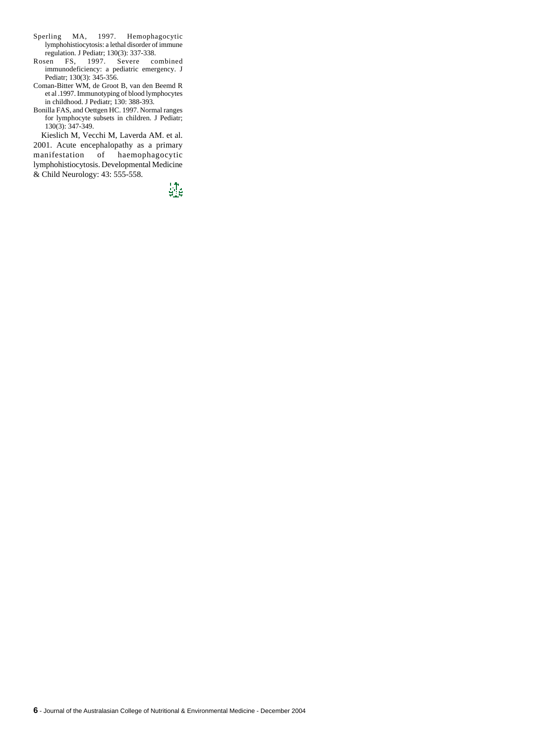Sperling MA, 1997. Hemophagocytic lymphohistiocytosis: a lethal disorder of immune regulation. J Pediatr; 130(3): 337-338.

Rosen FS, 1997. Severe combined immunodeficiency: a pediatric emergency. J Pediatr; 130(3): 345-356.

Coman-Bitter WM, de Groot B, van den Beemd R et al .1997. Immunotyping of blood lymphocytes in childhood. J Pediatr; 130: 388-393.

Bonilla FAS, and Oettgen HC. 1997. Normal ranges for lymphocyte subsets in children. J Pediatr; 130(3): 347-349.

Kieslich M, Vecchi M, Laverda AM. et al. 2001. Acute encephalopathy as a primary manifestation of haemophagocytic lymphohistiocytosis. Developmental Medicine & Child Neurology: 43: 555-558.